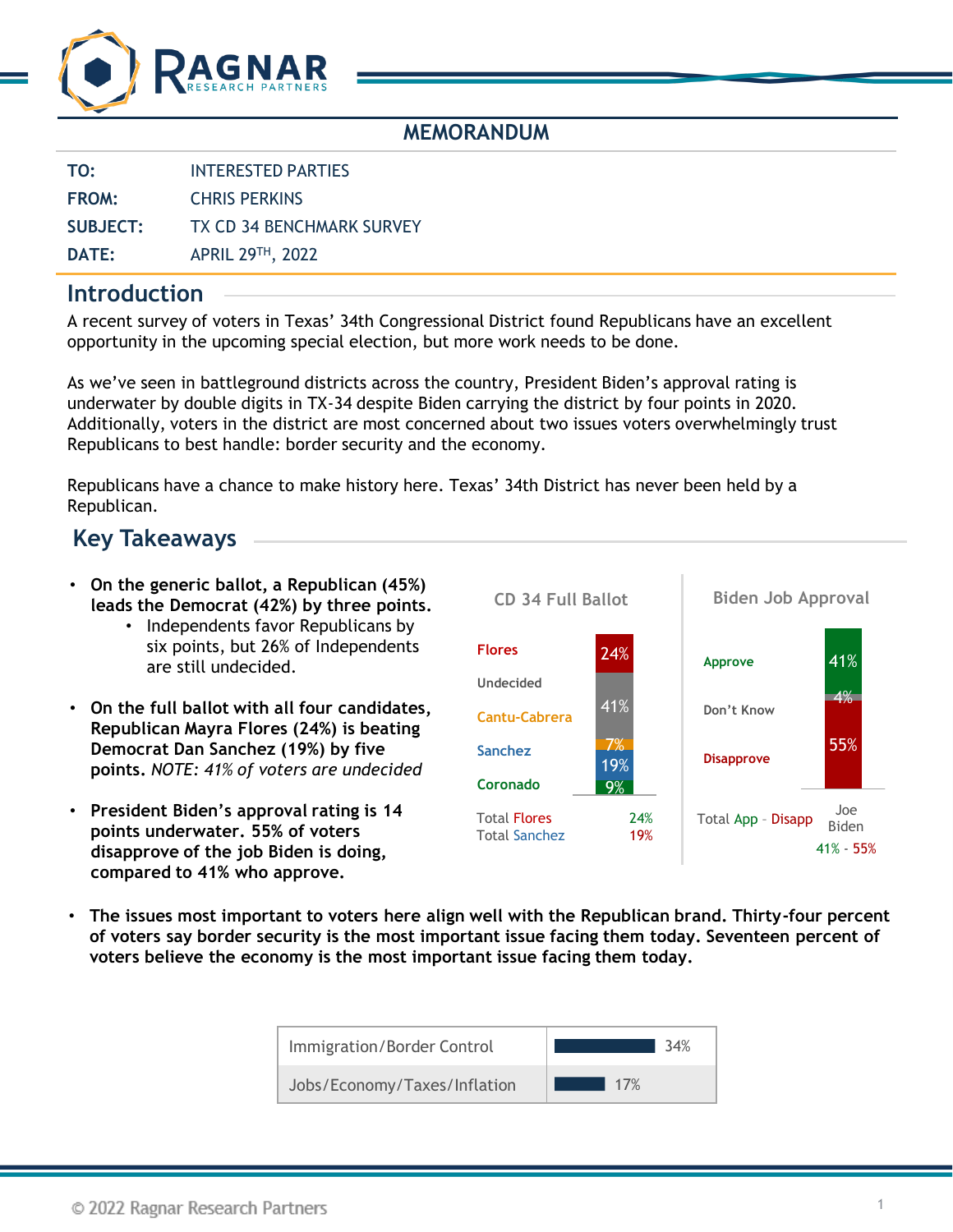# MEMORANDUM

| | |
|---|---|
| **TO:** | INTERESTED PARTIES |
| **FROM:** | CHRIS PERKINS |
| **SUBJECT:** | TX CD 34 BENCHMARK SURVEY |
| **DATE:** | APRIL 29TH, 2022 |

## Introduction

A recent survey of voters in Texas' 34th Congressional District found Republicans have an excellent opportunity in the upcoming special election, but more work needs to be done.

As we've seen in battleground districts across the country, President Biden's approval rating is underwater by double digits in TX-34 despite Biden carrying the district by four points in 2020. Additionally, voters in the district are most concerned about two issues voters overwhelmingly trust Republicans to best handle: border security and the economy.

Republicans have a chance to make history here. Texas' 34th District has never been held by a Republican.

## Key Takeaways

- **On the generic ballot, a Republican (45%) leads the Democrat (42%) by three points.**
    - Independents favor Republicans by six points, but 26% of Independents are still undecided.
- **On the full ballot with all four candidates, Republican Mayra Flores (24%) is beating Democrat Dan Sanchez (19%) by five points.** *NOTE: 41% of voters are undecided*
- **President Biden's approval rating is 14 points underwater. 55% of voters disapprove of the job Biden is doing, compared to 41% who approve.**

**CD 34 Full Ballot**

| Candidate | % |
|---|---|
| Flores | 24% |
| Undecided | 41% |
| Cantu-Cabrera | 7% |
| Sanchez | 19% |
| Coronado | 9% |
| Total Flores | 24% |
| Total Sanchez | 19% |

**Biden Job Approval**

| | Joe Biden |
|---|---|
| Approve | 41% |
| Don't Know | 4% |
| Disapprove | 55% |
| Total App - Disapp | 41% - 55% |

- **The issues most important to voters here align well with the Republican brand. Thirty-four percent of voters say border security is the most important issue facing them today. Seventeen percent of voters believe the economy is the most important issue facing them today.**

| Issue | % |
|---|---|
| Immigration/Border Control | 34% |
| Jobs/Economy/Taxes/Inflation | 17% |

© 2022 Ragnar Research Partners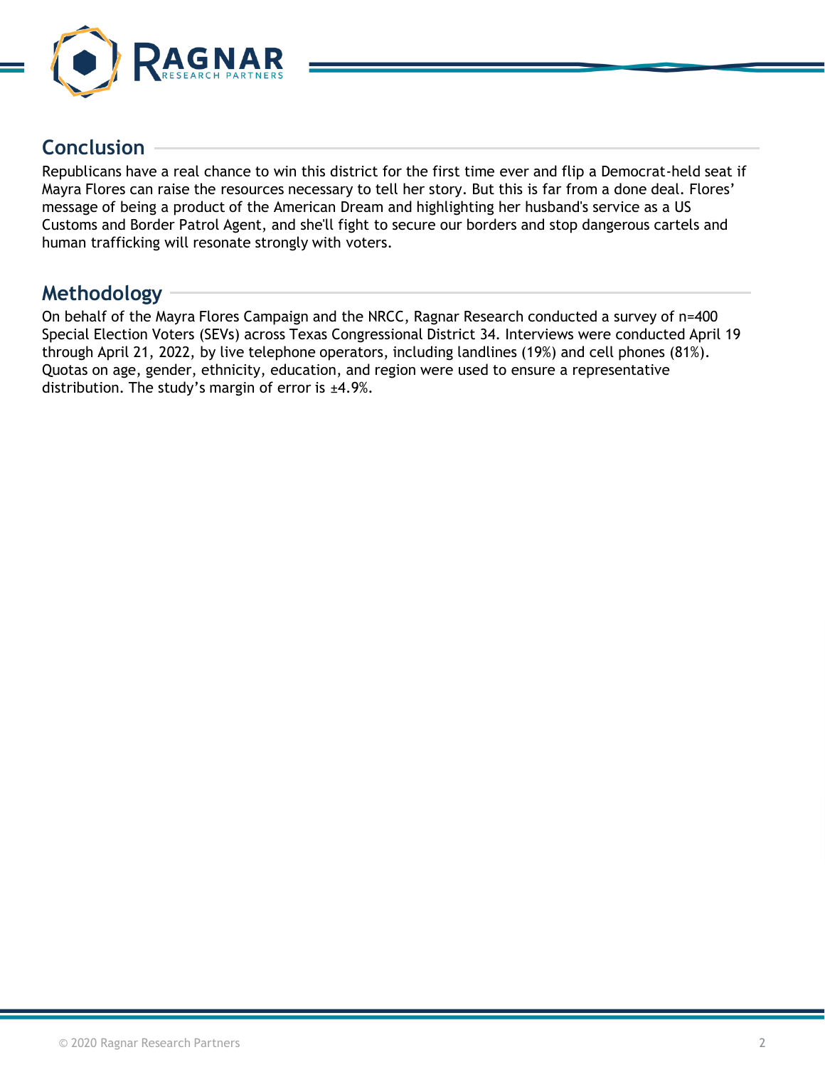## Conclusion

Republicans have a real chance to win this district for the first time ever and flip a Democrat-held seat if Mayra Flores can raise the resources necessary to tell her story. But this is far from a done deal. Flores' message of being a product of the American Dream and highlighting her husband's service as a US Customs and Border Patrol Agent, and she'll fight to secure our borders and stop dangerous cartels and human trafficking will resonate strongly with voters.

## Methodology

On behalf of the Mayra Flores Campaign and the NRCC, Ragnar Research conducted a survey of n=400 Special Election Voters (SEVs) across Texas Congressional District 34. Interviews were conducted April 19 through April 21, 2022, by live telephone operators, including landlines (19%) and cell phones (81%). Quotas on age, gender, ethnicity, education, and region were used to ensure a representative distribution. The study's margin of error is ±4.9%.